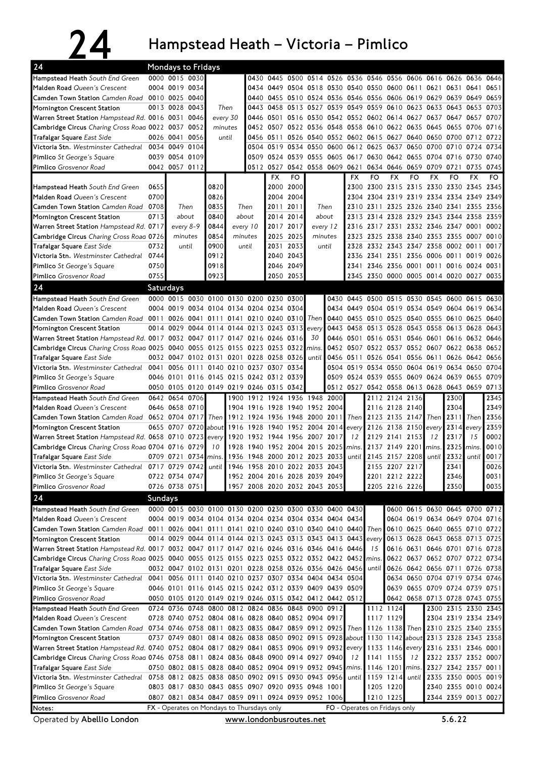# 24 Hampstead Heath – Victoria – Pimlico

## Mondays to Fridays

| 24 | | | | | | | | | | | | | | | | |
|---|---|---|---|---|---|---|---|---|---|---|---|---|---|---|---|---|
| Hampstead Heath *South End Green* | 0000 | 0015 | 0030 | | 0430 | 0445 | 0500 | 0514 | 0526 | 0536 | 0546 | 0556 | 0606 | 0616 | 0626 | 0636 | 0646 |
| Malden Road *Queen's Crescent* | 0004 | 0019 | 0034 | | 0434 | 0449 | 0504 | 0518 | 0530 | 0540 | 0550 | 0600 | 0611 | 0621 | 0631 | 0641 | 0651 |
| Camden Town Station *Camden Road* | 0010 | 0025 | 0040 | | 0440 | 0455 | 0510 | 0524 | 0536 | 0546 | 0556 | 0606 | 0619 | 0629 | 0639 | 0649 | 0659 |
| Mornington Crescent Station | 0013 | 0028 | 0043 | Then | 0443 | 0458 | 0513 | 0527 | 0539 | 0549 | 0559 | 0610 | 0623 | 0633 | 0643 | 0653 | 0703 |
| Warren Street Station *Hampstead Rd.* | 0016 | 0031 | 0046 | every 30 | 0446 | 0501 | 0516 | 0530 | 0542 | 0552 | 0602 | 0614 | 0627 | 0637 | 0647 | 0657 | 0707 |
| Cambridge Circus *Charing Cross Road* | 0022 | 0037 | 0052 | minutes | 0452 | 0507 | 0522 | 0536 | 0548 | 0558 | 0610 | 0622 | 0635 | 0645 | 0655 | 0706 | 0716 |
| Trafalgar Square *East Side* | 0026 | 0041 | 0056 | until | 0456 | 0511 | 0526 | 0540 | 0552 | 0602 | 0615 | 0627 | 0640 | 0650 | 0700 | 0712 | 0722 |
| Victoria Stn. *Westminster Cathedral* | 0034 | 0049 | 0104 | | 0504 | 0519 | 0534 | 0550 | 0600 | 0612 | 0625 | 0637 | 0650 | 0700 | 0710 | 0724 | 0734 |
| Pimlico *St George's Square* | 0039 | 0054 | 0109 | | 0509 | 0524 | 0539 | 0555 | 0605 | 0617 | 0630 | 0642 | 0655 | 0704 | 0716 | 0730 | 0740 |
| Pimlico *Grosvenor Road* | 0042 | 0057 | 0112 | | 0512 | 0527 | 0542 | 0558 | 0609 | 0621 | 0634 | 0646 | 0659 | 0709 | 0721 | 0735 | 0745 |

| | | | | | | FX | FO | | FX | FO | FX | FO | FX | FO | FX | FO |
|---|---|---|---|---|---|---|---|---|---|---|---|---|---|---|---|---|
| Hampstead Heath *South End Green* | 0655 | | 0820 | | | 2000 | 2000 | | 2300 | 2300 | 2315 | 2315 | 2330 | 2330 | 2345 | 2345 |
| Malden Road *Queen's Crescent* | 0700 | | 0826 | | | 2004 | 2004 | | 2304 | 2304 | 2319 | 2319 | 2334 | 2334 | 2349 | 2349 |
| Camden Town Station *Camden Road* | 0708 | Then | 0835 | Then | | 2011 | 2011 | Then | 2310 | 2311 | 2325 | 2326 | 2340 | 2341 | 2355 | 2356 |
| Mornington Crescent Station | 0713 | about | 0840 | about | | 2014 | 2014 | about | 2313 | 2314 | 2328 | 2329 | 2343 | 2344 | 2358 | 2359 |
| Warren Street Station *Hampstead Rd.* | 0717 | every 8-9 | 0844 | every 10 | | 2017 | 2017 | every 12 | 2316 | 2317 | 2331 | 2332 | 2346 | 2347 | 0001 | 0002 |
| Cambridge Circus *Charing Cross Road* | 0726 | minutes | 0854 | minutes | | 2025 | 2025 | minutes | 2323 | 2325 | 2338 | 2340 | 2353 | 2355 | 0007 | 0010 |
| Trafalgar Square *East Side* | 0732 | until | 0900 | until | | 2031 | 2033 | until | 2328 | 2332 | 2343 | 2347 | 2358 | 0002 | 0011 | 0017 |
| Victoria Stn. *Westminster Cathedral* | 0744 | | 0912 | | | 2040 | 2043 | | 2336 | 2341 | 2351 | 2356 | 0006 | 0011 | 0019 | 0026 |
| Pimlico *St George's Square* | 0750 | | 0918 | | | 2046 | 2049 | | 2341 | 2346 | 2356 | 0001 | 0011 | 0016 | 0024 | 0031 |
| Pimlico *Grosvenor Road* | 0755 | | 0923 | | | 2050 | 2053 | | 2345 | 2350 | 0000 | 0005 | 0014 | 0020 | 0027 | 0035 |

## Saturdays

| 24 | | | | | | | | | | | | | | | | | | |
|---|---|---|---|---|---|---|---|---|---|---|---|---|---|---|---|---|---|---|
| Hampstead Heath *South End Green* | 0000 | 0015 | 0030 | 0100 | 0130 | 0200 | 0230 | 0300 | | 0430 | 0445 | 0500 | 0515 | 0530 | 0545 | 0600 | 0615 | 0630 |
| Malden Road *Queen's Crescent* | 0004 | 0019 | 0034 | 0104 | 0134 | 0204 | 0234 | 0304 | | 0434 | 0449 | 0504 | 0519 | 0534 | 0549 | 0604 | 0619 | 0634 |
| Camden Town Station *Camden Road* | 0011 | 0026 | 0041 | 0111 | 0141 | 0210 | 0240 | 0310 | Then | 0440 | 0455 | 0510 | 0525 | 0540 | 0555 | 0610 | 0625 | 0640 |
| Mornington Crescent Station | 0014 | 0029 | 0044 | 0114 | 0144 | 0213 | 0243 | 0313 | every | 0443 | 0458 | 0513 | 0528 | 0543 | 0558 | 0613 | 0628 | 0643 |
| Warren Street Station *Hampstead Rd.* | 0017 | 0032 | 0047 | 0117 | 0147 | 0216 | 0246 | 0316 | 30 | 0446 | 0501 | 0516 | 0531 | 0546 | 0601 | 0616 | 0632 | 0646 |
| Cambridge Circus *Charing Cross Road* | 0025 | 0040 | 0055 | 0125 | 0155 | 0223 | 0253 | 0322 | mins. | 0452 | 0507 | 0522 | 0537 | 0552 | 0607 | 0622 | 0638 | 0652 |
| Trafalgar Square *East Side* | 0032 | 0047 | 0102 | 0131 | 0201 | 0228 | 0258 | 0326 | until | 0456 | 0511 | 0526 | 0541 | 0556 | 0611 | 0626 | 0642 | 0656 |
| Victoria Stn. *Westminster Cathedral* | 0041 | 0056 | 0111 | 0140 | 0210 | 0237 | 0307 | 0334 | | 0504 | 0519 | 0534 | 0550 | 0604 | 0619 | 0634 | 0650 | 0704 |
| Pimlico *St George's Square* | 0046 | 0101 | 0116 | 0145 | 0215 | 0242 | 0312 | 0339 | | 0509 | 0524 | 0539 | 0555 | 0609 | 0624 | 0639 | 0655 | 0709 |
| Pimlico *Grosvenor Road* | 0050 | 0105 | 0120 | 0149 | 0219 | 0246 | 0315 | 0342 | | 0512 | 0527 | 0542 | 0558 | 0613 | 0628 | 0643 | 0659 | 0713 |

| | | | | | | | | | | | | | | | | | | |
|---|---|---|---|---|---|---|---|---|---|---|---|---|---|---|---|---|---|---|
| Hampstead Heath *South End Green* | 0642 | 0654 | 0706 | | 1900 | 1912 | 1924 | 1936 | 1948 | 2000 | | 2112 | 2124 | 2136 | | 2300 | | 2345 |
| Malden Road *Queen's Crescent* | 0646 | 0658 | 0710 | | 1904 | 1916 | 1928 | 1940 | 1952 | 2004 | | 2116 | 2128 | 2140 | | 2304 | | 2349 |
| Camden Town Station *Camden Road* | 0652 | 0704 | 0717 | Then | 1912 | 1924 | 1936 | 1948 | 2000 | 2011 | Then | 2123 | 2135 | 2147 | Then | 2311 | Then | 2356 |
| Mornington Crescent Station | 0655 | 0707 | 0720 | about | 1916 | 1928 | 1940 | 1952 | 2004 | 2014 | every | 2126 | 2138 | 2150 | every | 2314 | every | 2359 |
| Warren Street Station *Hampstead Rd.* | 0658 | 0710 | 0723 | every | 1920 | 1932 | 1944 | 1956 | 2007 | 2017 | 12 | 2129 | 2141 | 2153 | 12 | 2317 | 15 | 0002 |
| Cambridge Circus *Charing Cross Road* | 0704 | 0716 | 0729 | 10 | 1928 | 1940 | 1952 | 2004 | 2015 | 2025 | mins. | 2137 | 2149 | 2201 | mins. | 2325 | mins. | 0010 |
| Trafalgar Square *East Side* | 0709 | 0721 | 0734 | mins. | 1936 | 1948 | 2000 | 2012 | 2023 | 2033 | until | 2145 | 2157 | 2208 | until | 2332 | until | 0017 |
| Victoria Stn. *Westminster Cathedral* | 0717 | 0729 | 0742 | until | 1946 | 1958 | 2010 | 2022 | 2033 | 2043 | | 2155 | 2207 | 2217 | | 2341 | | 0026 |
| Pimlico *St George's Square* | 0722 | 0734 | 0747 | | 1952 | 2004 | 2016 | 2028 | 2039 | 2049 | | 2201 | 2212 | 2222 | | 2346 | | 0031 |
| Pimlico *Grosvenor Road* | 0726 | 0738 | 0751 | | 1957 | 2008 | 2020 | 2032 | 2043 | 2053 | | 2205 | 2216 | 2226 | | 2350 | | 0035 |

## Sundays

| 24 | | | | | | | | | | | | | | | | | | |
|---|---|---|---|---|---|---|---|---|---|---|---|---|---|---|---|---|---|---|
| Hampstead Heath *South End Green* | 0000 | 0015 | 0030 | 0100 | 0130 | 0200 | 0230 | 0300 | 0330 | 0400 | 0430 | | 0600 | 0615 | 0630 | 0645 | 0700 | 0712 |
| Malden Road *Queen's Crescent* | 0004 | 0019 | 0034 | 0104 | 0134 | 0204 | 0234 | 0304 | 0334 | 0404 | 0434 | | 0604 | 0619 | 0634 | 0649 | 0704 | 0716 |
| Camden Town Station *Camden Road* | 0011 | 0026 | 0041 | 0111 | 0141 | 0210 | 0240 | 0310 | 0340 | 0410 | 0440 | Then | 0610 | 0625 | 0640 | 0655 | 0710 | 0722 |
| Mornington Crescent Station | 0014 | 0029 | 0044 | 0114 | 0144 | 0213 | 0243 | 0313 | 0343 | 0413 | 0443 | every | 0613 | 0628 | 0643 | 0658 | 0713 | 0725 |
| Warren Street Station *Hampstead Rd.* | 0017 | 0032 | 0047 | 0117 | 0147 | 0216 | 0246 | 0316 | 0346 | 0416 | 0446 | 15 | 0616 | 0631 | 0646 | 0701 | 0716 | 0728 |
| Cambridge Circus *Charing Cross Road* | 0025 | 0040 | 0055 | 0125 | 0155 | 0223 | 0253 | 0322 | 0352 | 0422 | 0452 | mins. | 0622 | 0637 | 0652 | 0707 | 0722 | 0734 |
| Trafalgar Square *East Side* | 0032 | 0047 | 0102 | 0131 | 0201 | 0228 | 0258 | 0326 | 0356 | 0426 | 0456 | until | 0626 | 0642 | 0656 | 0711 | 0726 | 0738 |
| Victoria Stn. *Westminster Cathedral* | 0041 | 0056 | 0111 | 0140 | 0210 | 0237 | 0307 | 0334 | 0404 | 0434 | 0504 | | 0634 | 0650 | 0704 | 0719 | 0734 | 0746 |
| Pimlico *St George's Square* | 0046 | 0101 | 0116 | 0145 | 0215 | 0242 | 0312 | 0339 | 0409 | 0439 | 0509 | | 0639 | 0655 | 0709 | 0724 | 0739 | 0751 |
| Pimlico *Grosvenor Road* | 0050 | 0105 | 0120 | 0149 | 0219 | 0246 | 0315 | 0342 | 0412 | 0442 | 0512 | | 0642 | 0658 | 0713 | 0728 | 0743 | 0755 |

| | | | | | | | | | | | | | | | | | | |
|---|---|---|---|---|---|---|---|---|---|---|---|---|---|---|---|---|---|---|
| Hampstead Heath *South End Green* | 0724 | 0736 | 0748 | 0800 | 0812 | 0824 | 0836 | 0848 | 0900 | 0912 | | 1112 | 1124 | | 2300 | 2315 | 2330 | 2345 |
| Malden Road *Queen's Crescent* | 0728 | 0740 | 0752 | 0804 | 0816 | 0828 | 0840 | 0852 | 0904 | 0917 | | 1117 | 1129 | | 2304 | 2319 | 2334 | 2349 |
| Camden Town Station *Camden Road* | 0734 | 0746 | 0758 | 0811 | 0823 | 0835 | 0847 | 0859 | 0912 | 0925 | Then | 1126 | 1138 | Then | 2310 | 2325 | 2340 | 2355 |
| Mornington Crescent Station | 0737 | 0749 | 0801 | 0814 | 0826 | 0838 | 0850 | 0902 | 0915 | 0928 | about | 1130 | 1142 | about | 2313 | 2328 | 2343 | 2358 |
| Warren Street Station *Hampstead Rd.* | 0740 | 0752 | 0804 | 0817 | 0829 | 0841 | 0853 | 0906 | 0919 | 0932 | every | 1133 | 1146 | every | 2316 | 2331 | 2346 | 0001 |
| Cambridge Circus *Charing Cross Road* | 0746 | 0758 | 0811 | 0824 | 0836 | 0848 | 0900 | 0914 | 0927 | 0940 | 12 | 1141 | 1155 | 12 | 2322 | 2337 | 2352 | 0007 |
| Trafalgar Square *East Side* | 0750 | 0802 | 0815 | 0828 | 0840 | 0852 | 0904 | 0919 | 0932 | 0945 | mins. | 1146 | 1201 | mins. | 2327 | 2342 | 2357 | 0011 |
| Victoria Stn. *Westminster Cathedral* | 0758 | 0812 | 0825 | 0838 | 0850 | 0902 | 0915 | 0930 | 0943 | 0956 | until | 1159 | 1214 | until | 2335 | 2350 | 0005 | 0019 |
| Pimlico *St George's Square* | 0803 | 0817 | 0830 | 0843 | 0855 | 0907 | 0920 | 0935 | 0948 | 1001 | | 1205 | 1220 | | 2340 | 2355 | 0010 | 0024 |
| Pimlico *Grosvenor Road* | 0807 | 0821 | 0834 | 0847 | 0859 | 0911 | 0924 | 0939 | 0952 | 1006 | | 1210 | 1225 | | 2344 | 2359 | 0013 | 0027 |

**Notes:** FX - Operates on Mondays to Thursdays only; FO - Operates on Fridays only

Operated by **Abellio London** www.londonbusroutes.net 5.6.22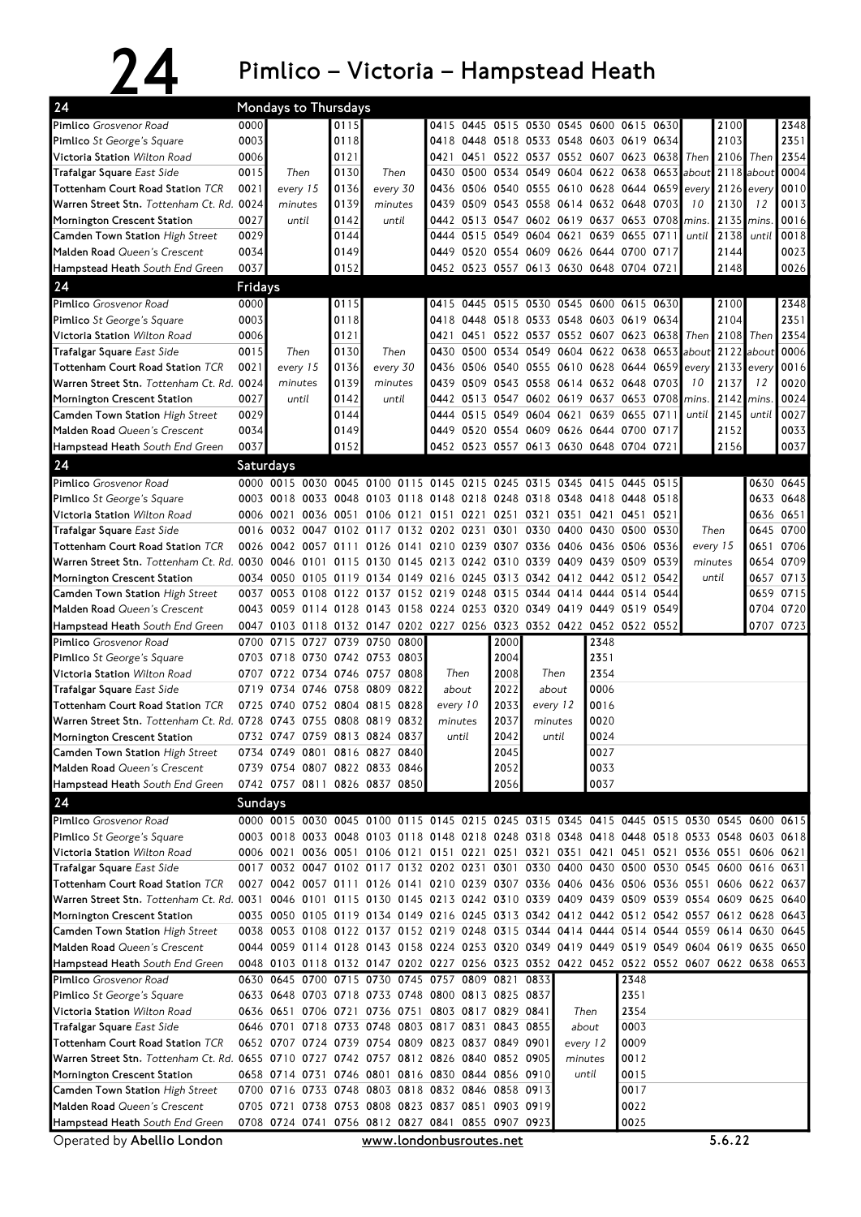# 24 Pimlico – Victoria – Hampstead Heath

## Mondays to Thursdays

| Stop | | | | | | | | | | | | | | | | | |
|---|---|---|---|---|---|---|---|---|---|---|---|---|---|---|---|---|---|
| Pimlico *Grosvenor Road* | 0000 | | 0115 | | 0415 | 0445 | 0515 | 0530 | 0545 | 0600 | 0615 | 0630 | | 2100 | | 2348 |
| Pimlico *St George's Square* | 0003 | | 0118 | | 0418 | 0448 | 0518 | 0533 | 0548 | 0603 | 0619 | 0634 | | 2103 | | 2351 |
| Victoria Station *Wilton Road* | 0006 | | 0121 | | 0421 | 0451 | 0522 | 0537 | 0552 | 0607 | 0623 | 0638 | Then | 2106 | Then | 2354 |
| Trafalgar Square *East Side* | 0015 | Then | 0130 | Then | 0430 | 0500 | 0534 | 0549 | 0604 | 0622 | 0638 | 0653 | about | 2118 | about | 0004 |
| Tottenham Court Road Station *TCR* | 0021 | every 15 | 0136 | every 30 | 0436 | 0506 | 0540 | 0555 | 0610 | 0628 | 0644 | 0659 | every | 2126 | every | 0010 |
| Warren Street Stn. *Tottenham Ct. Rd.* | 0024 | minutes | 0139 | minutes | 0439 | 0509 | 0543 | 0558 | 0614 | 0632 | 0648 | 0703 | 10 | 2130 | 12 | 0013 |
| Mornington Crescent Station | 0027 | until | 0142 | until | 0442 | 0513 | 0547 | 0602 | 0619 | 0637 | 0653 | 0708 | mins. | 2135 | mins. | 0016 |
| Camden Town Station *High Street* | 0029 | | 0144 | | 0444 | 0515 | 0549 | 0604 | 0621 | 0639 | 0655 | 0711 | until | 2138 | until | 0018 |
| Malden Road *Queen's Crescent* | 0034 | | 0149 | | 0449 | 0520 | 0554 | 0609 | 0626 | 0644 | 0700 | 0717 | | 2144 | | 0023 |
| Hampstead Heath *South End Green* | 0037 | | 0152 | | 0452 | 0523 | 0557 | 0613 | 0630 | 0648 | 0704 | 0721 | | 2148 | | 0026 |

## Fridays

| Stop | | | | | | | | | | | | | | | | | |
|---|---|---|---|---|---|---|---|---|---|---|---|---|---|---|---|---|---|
| Pimlico *Grosvenor Road* | 0000 | | 0115 | | 0415 | 0445 | 0515 | 0530 | 0545 | 0600 | 0615 | 0630 | | 2100 | | 2348 |
| Pimlico *St George's Square* | 0003 | | 0118 | | 0418 | 0448 | 0518 | 0533 | 0548 | 0603 | 0619 | 0634 | | 2104 | | 2351 |
| Victoria Station *Wilton Road* | 0006 | | 0121 | | 0421 | 0451 | 0522 | 0537 | 0552 | 0607 | 0623 | 0638 | Then | 2108 | Then | 2354 |
| Trafalgar Square *East Side* | 0015 | Then | 0130 | Then | 0430 | 0500 | 0534 | 0549 | 0604 | 0622 | 0638 | 0653 | about | 2122 | about | 0006 |
| Tottenham Court Road Station *TCR* | 0021 | every 15 | 0136 | every 30 | 0436 | 0506 | 0540 | 0555 | 0610 | 0628 | 0644 | 0659 | every | 2133 | every | 0016 |
| Warren Street Stn. *Tottenham Ct. Rd.* | 0024 | minutes | 0139 | minutes | 0439 | 0509 | 0543 | 0558 | 0614 | 0632 | 0648 | 0703 | 10 | 2137 | 12 | 0020 |
| Mornington Crescent Station | 0027 | until | 0142 | until | 0442 | 0513 | 0547 | 0602 | 0619 | 0637 | 0653 | 0708 | mins. | 2142 | mins. | 0024 |
| Camden Town Station *High Street* | 0029 | | 0144 | | 0444 | 0515 | 0549 | 0604 | 0621 | 0639 | 0655 | 0711 | until | 2145 | until | 0027 |
| Malden Road *Queen's Crescent* | 0034 | | 0149 | | 0449 | 0520 | 0554 | 0609 | 0626 | 0644 | 0700 | 0717 | | 2152 | | 0033 |
| Hampstead Heath *South End Green* | 0037 | | 0152 | | 0452 | 0523 | 0557 | 0613 | 0630 | 0648 | 0704 | 0721 | | 2156 | | 0037 |

## Saturdays

| Stop | | | | | | | | | | | | | | | | | |
|---|---|---|---|---|---|---|---|---|---|---|---|---|---|---|---|---|---|
| Pimlico *Grosvenor Road* | 0000 | 0015 | 0030 | 0045 | 0100 | 0115 | 0145 | 0215 | 0245 | 0315 | 0345 | 0415 | 0445 | 0515 | | 0630 | 0645 |
| Pimlico *St George's Square* | 0003 | 0018 | 0033 | 0048 | 0103 | 0118 | 0148 | 0218 | 0248 | 0318 | 0348 | 0418 | 0448 | 0518 | | 0633 | 0648 |
| Victoria Station *Wilton Road* | 0006 | 0021 | 0036 | 0051 | 0106 | 0121 | 0151 | 0221 | 0251 | 0321 | 0351 | 0421 | 0451 | 0521 | | 0636 | 0651 |
| Trafalgar Square *East Side* | 0016 | 0032 | 0047 | 0102 | 0117 | 0132 | 0202 | 0231 | 0301 | 0330 | 0400 | 0430 | 0500 | 0530 | Then | 0645 | 0700 |
| Tottenham Court Road Station *TCR* | 0026 | 0042 | 0057 | 0111 | 0126 | 0141 | 0210 | 0239 | 0307 | 0336 | 0406 | 0436 | 0506 | 0536 | every 15 | 0651 | 0706 |
| Warren Street Stn. *Tottenham Ct. Rd.* | 0030 | 0046 | 0101 | 0115 | 0130 | 0145 | 0213 | 0242 | 0310 | 0339 | 0409 | 0439 | 0509 | 0539 | minutes | 0654 | 0709 |
| Mornington Crescent Station | 0034 | 0050 | 0105 | 0119 | 0134 | 0149 | 0216 | 0245 | 0313 | 0342 | 0412 | 0442 | 0512 | 0542 | until | 0657 | 0713 |
| Camden Town Station *High Street* | 0037 | 0053 | 0108 | 0122 | 0137 | 0152 | 0219 | 0248 | 0315 | 0344 | 0414 | 0444 | 0514 | 0544 | | 0659 | 0715 |
| Malden Road *Queen's Crescent* | 0043 | 0059 | 0114 | 0128 | 0143 | 0158 | 0224 | 0253 | 0320 | 0349 | 0419 | 0449 | 0519 | 0549 | | 0704 | 0720 |
| Hampstead Heath *South End Green* | 0047 | 0103 | 0118 | 0132 | 0147 | 0202 | 0227 | 0256 | 0323 | 0352 | 0422 | 0452 | 0522 | 0552 | | 0707 | 0723 |

| Stop | | | | | | | | | | |
|---|---|---|---|---|---|---|---|---|---|---|
| Pimlico *Grosvenor Road* | 0700 | 0715 | 0727 | 0739 | 0750 | 0800 | | 2000 | | 2348 |
| Pimlico *St George's Square* | 0703 | 0718 | 0730 | 0742 | 0753 | 0803 | | 2004 | | 2351 |
| Victoria Station *Wilton Road* | 0707 | 0722 | 0734 | 0746 | 0757 | 0808 | Then | 2008 | Then | 2354 |
| Trafalgar Square *East Side* | 0719 | 0734 | 0746 | 0758 | 0809 | 0822 | about | 2022 | about | 0006 |
| Tottenham Court Road Station *TCR* | 0725 | 0740 | 0752 | 0804 | 0815 | 0828 | every 10 | 2033 | every 12 | 0016 |
| Warren Street Stn. *Tottenham Ct. Rd.* | 0728 | 0743 | 0755 | 0808 | 0819 | 0832 | minutes | 2037 | minutes | 0020 |
| Mornington Crescent Station | 0732 | 0747 | 0759 | 0813 | 0824 | 0837 | until | 2042 | until | 0024 |
| Camden Town Station *High Street* | 0734 | 0749 | 0801 | 0816 | 0827 | 0840 | | 2045 | | 0027 |
| Malden Road *Queen's Crescent* | 0739 | 0754 | 0807 | 0822 | 0833 | 0846 | | 2052 | | 0033 |
| Hampstead Heath *South End Green* | 0742 | 0757 | 0811 | 0826 | 0837 | 0850 | | 2056 | | 0037 |

## Sundays

| Stop | | | | | | | | | | | | | | | | | | |
|---|---|---|---|---|---|---|---|---|---|---|---|---|---|---|---|---|---|---|
| Pimlico *Grosvenor Road* | 0000 | 0015 | 0030 | 0045 | 0100 | 0115 | 0145 | 0215 | 0245 | 0315 | 0345 | 0415 | 0445 | 0515 | 0530 | 0545 | 0600 | 0615 |
| Pimlico *St George's Square* | 0003 | 0018 | 0033 | 0048 | 0103 | 0118 | 0148 | 0218 | 0248 | 0318 | 0348 | 0418 | 0448 | 0518 | 0533 | 0548 | 0603 | 0618 |
| Victoria Station *Wilton Road* | 0006 | 0021 | 0036 | 0051 | 0106 | 0121 | 0151 | 0221 | 0251 | 0321 | 0351 | 0421 | 0451 | 0521 | 0536 | 0551 | 0606 | 0621 |
| Trafalgar Square *East Side* | 0017 | 0032 | 0047 | 0102 | 0117 | 0132 | 0202 | 0231 | 0301 | 0330 | 0400 | 0430 | 0500 | 0530 | 0545 | 0600 | 0616 | 0631 |
| Tottenham Court Road Station *TCR* | 0027 | 0042 | 0057 | 0111 | 0126 | 0141 | 0210 | 0239 | 0307 | 0336 | 0406 | 0436 | 0506 | 0536 | 0551 | 0606 | 0622 | 0637 |
| Warren Street Stn. *Tottenham Ct. Rd.* | 0031 | 0046 | 0101 | 0115 | 0130 | 0145 | 0213 | 0242 | 0310 | 0339 | 0409 | 0439 | 0509 | 0539 | 0554 | 0609 | 0625 | 0640 |
| Mornington Crescent Station | 0035 | 0050 | 0105 | 0119 | 0134 | 0149 | 0216 | 0245 | 0313 | 0342 | 0412 | 0442 | 0512 | 0542 | 0557 | 0612 | 0628 | 0643 |
| Camden Town Station *High Street* | 0038 | 0053 | 0108 | 0122 | 0137 | 0152 | 0219 | 0248 | 0315 | 0344 | 0414 | 0444 | 0514 | 0544 | 0559 | 0614 | 0630 | 0645 |
| Malden Road *Queen's Crescent* | 0044 | 0059 | 0114 | 0128 | 0143 | 0158 | 0224 | 0253 | 0320 | 0349 | 0419 | 0449 | 0519 | 0549 | 0604 | 0619 | 0635 | 0650 |
| Hampstead Heath *South End Green* | 0048 | 0103 | 0118 | 0132 | 0147 | 0202 | 0227 | 0256 | 0323 | 0352 | 0422 | 0452 | 0522 | 0552 | 0607 | 0622 | 0638 | 0653 |

| Stop | | | | | | | | | | | | |
|---|---|---|---|---|---|---|---|---|---|---|---|---|
| Pimlico *Grosvenor Road* | 0630 | 0645 | 0700 | 0715 | 0730 | 0745 | 0757 | 0809 | 0821 | 0833 | | 2348 |
| Pimlico *St George's Square* | 0633 | 0648 | 0703 | 0718 | 0733 | 0748 | 0800 | 0813 | 0825 | 0837 | | 2351 |
| Victoria Station *Wilton Road* | 0636 | 0651 | 0706 | 0721 | 0736 | 0751 | 0803 | 0817 | 0829 | 0841 | Then | 2354 |
| Trafalgar Square *East Side* | 0646 | 0701 | 0718 | 0733 | 0748 | 0803 | 0817 | 0831 | 0843 | 0855 | about | 0003 |
| Tottenham Court Road Station *TCR* | 0652 | 0707 | 0724 | 0739 | 0754 | 0809 | 0823 | 0837 | 0849 | 0901 | every 12 | 0009 |
| Warren Street Stn. *Tottenham Ct. Rd.* | 0655 | 0710 | 0727 | 0742 | 0757 | 0812 | 0826 | 0840 | 0852 | 0905 | minutes | 0012 |
| Mornington Crescent Station | 0658 | 0714 | 0731 | 0746 | 0801 | 0816 | 0830 | 0844 | 0856 | 0910 | until | 0015 |
| Camden Town Station *High Street* | 0700 | 0716 | 0733 | 0748 | 0803 | 0818 | 0832 | 0846 | 0858 | 0913 | | 0017 |
| Malden Road *Queen's Crescent* | 0705 | 0721 | 0738 | 0753 | 0808 | 0823 | 0837 | 0851 | 0903 | 0919 | | 0022 |
| Hampstead Heath *South End Green* | 0708 | 0724 | 0741 | 0756 | 0812 | 0827 | 0841 | 0855 | 0907 | 0923 | | 0025 |

Operated by **Abellio London** www.londonbusroutes.net 5.6.22